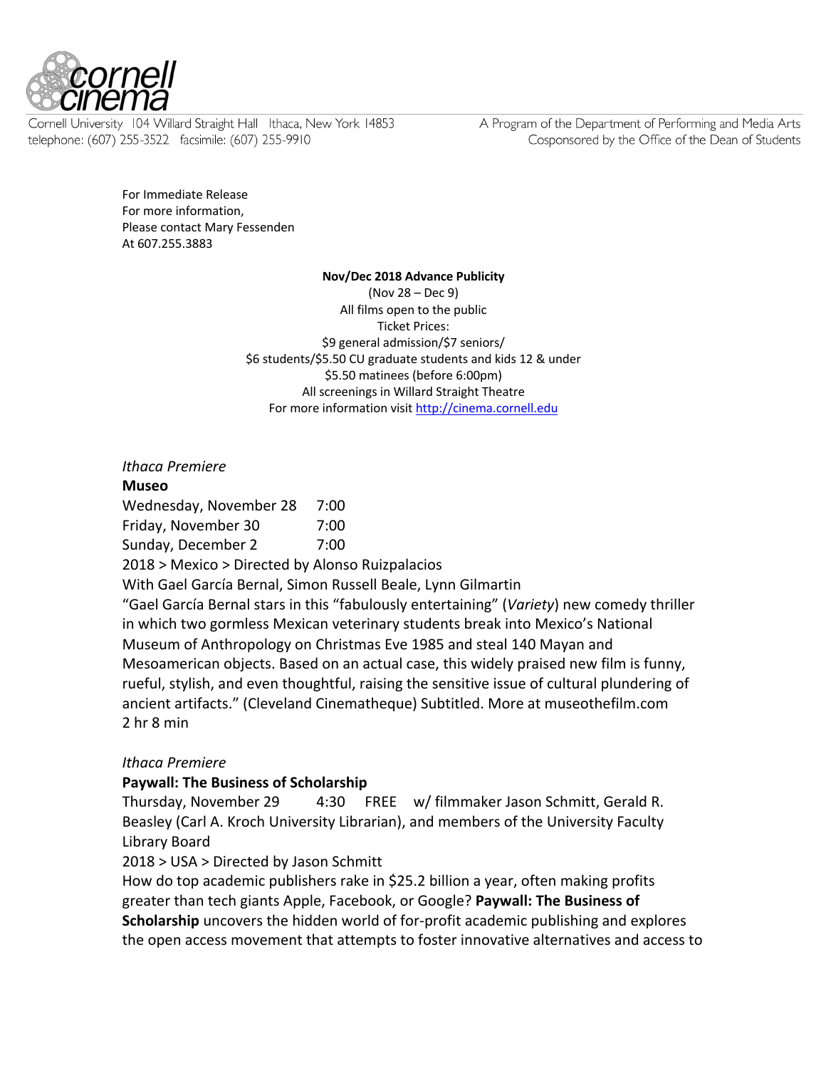Cornell University 104 Willard Straight Hall Ithaca, New York 14853
telephone: (607) 255-3522 facsimile: (607) 255-9910

A Program of the Department of Performing and Media Arts
Cosponsored by the Office of the Dean of Students

For Immediate Release
For more information,
Please contact Mary Fessenden
At 607.255.3883

**Nov/Dec 2018 Advance Publicity**
(Nov 28 – Dec 9)
All films open to the public
Ticket Prices:
$9 general admission/$7 seniors/
$6 students/$5.50 CU graduate students and kids 12 & under
$5.50 matinees (before 6:00pm)
All screenings in Willard Straight Theatre
For more information visit http://cinema.cornell.edu

*Ithaca Premiere*
**Museo**
Wednesday, November 28 7:00
Friday, November 30 7:00
Sunday, December 2 7:00
2018 > Mexico > Directed by Alonso Ruizpalacios
With Gael García Bernal, Simon Russell Beale, Lynn Gilmartin
"Gael García Bernal stars in this "fabulously entertaining" (*Variety*) new comedy thriller in which two gormless Mexican veterinary students break into Mexico's National Museum of Anthropology on Christmas Eve 1985 and steal 140 Mayan and Mesoamerican objects. Based on an actual case, this widely praised new film is funny, rueful, stylish, and even thoughtful, raising the sensitive issue of cultural plundering of ancient artifacts." (Cleveland Cinematheque) Subtitled. More at museothefilm.com
2 hr 8 min

*Ithaca Premiere*
**Paywall: The Business of Scholarship**
Thursday, November 29 4:30 FREE w/ filmmaker Jason Schmitt, Gerald R. Beasley (Carl A. Kroch University Librarian), and members of the University Faculty Library Board
2018 > USA > Directed by Jason Schmitt
How do top academic publishers rake in $25.2 billion a year, often making profits greater than tech giants Apple, Facebook, or Google? **Paywall: The Business of Scholarship** uncovers the hidden world of for-profit academic publishing and explores the open access movement that attempts to foster innovative alternatives and access to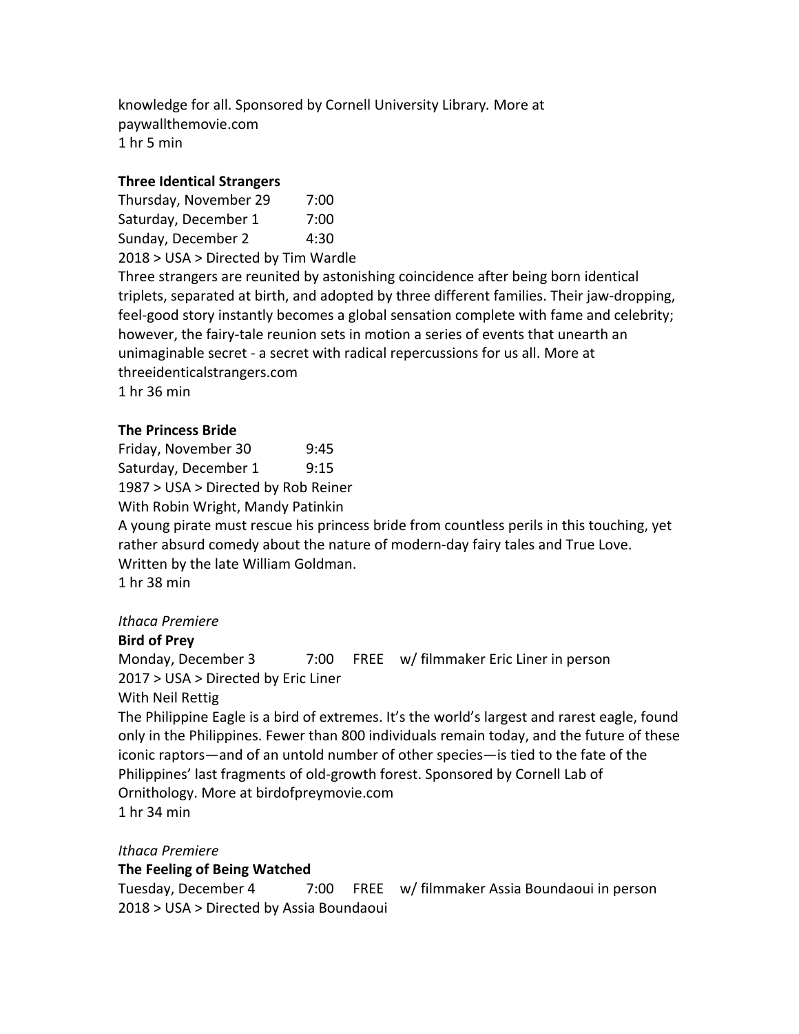knowledge for all. Sponsored by Cornell University Library. More at paywallthemovie.com
1 hr 5 min

**Three Identical Strangers**
Thursday, November 29 7:00
Saturday, December 1 7:00
Sunday, December 2 4:30
2018 > USA > Directed by Tim Wardle
Three strangers are reunited by astonishing coincidence after being born identical triplets, separated at birth, and adopted by three different families. Their jaw-dropping, feel-good story instantly becomes a global sensation complete with fame and celebrity; however, the fairy-tale reunion sets in motion a series of events that unearth an unimaginable secret - a secret with radical repercussions for us all. More at threeidenticalstrangers.com
1 hr 36 min

**The Princess Bride**
Friday, November 30 9:45
Saturday, December 1 9:15
1987 > USA > Directed by Rob Reiner
With Robin Wright, Mandy Patinkin
A young pirate must rescue his princess bride from countless perils in this touching, yet rather absurd comedy about the nature of modern-day fairy tales and True Love. Written by the late William Goldman.
1 hr 38 min

*Ithaca Premiere*
**Bird of Prey**
Monday, December 3 7:00 FREE w/ filmmaker Eric Liner in person
2017 > USA > Directed by Eric Liner
With Neil Rettig
The Philippine Eagle is a bird of extremes. It's the world's largest and rarest eagle, found only in the Philippines. Fewer than 800 individuals remain today, and the future of these iconic raptors—and of an untold number of other species—is tied to the fate of the Philippines' last fragments of old-growth forest. Sponsored by Cornell Lab of Ornithology. More at birdofpreymovie.com
1 hr 34 min

*Ithaca Premiere*
**The Feeling of Being Watched**
Tuesday, December 4 7:00 FREE w/ filmmaker Assia Boundaoui in person
2018 > USA > Directed by Assia Boundaoui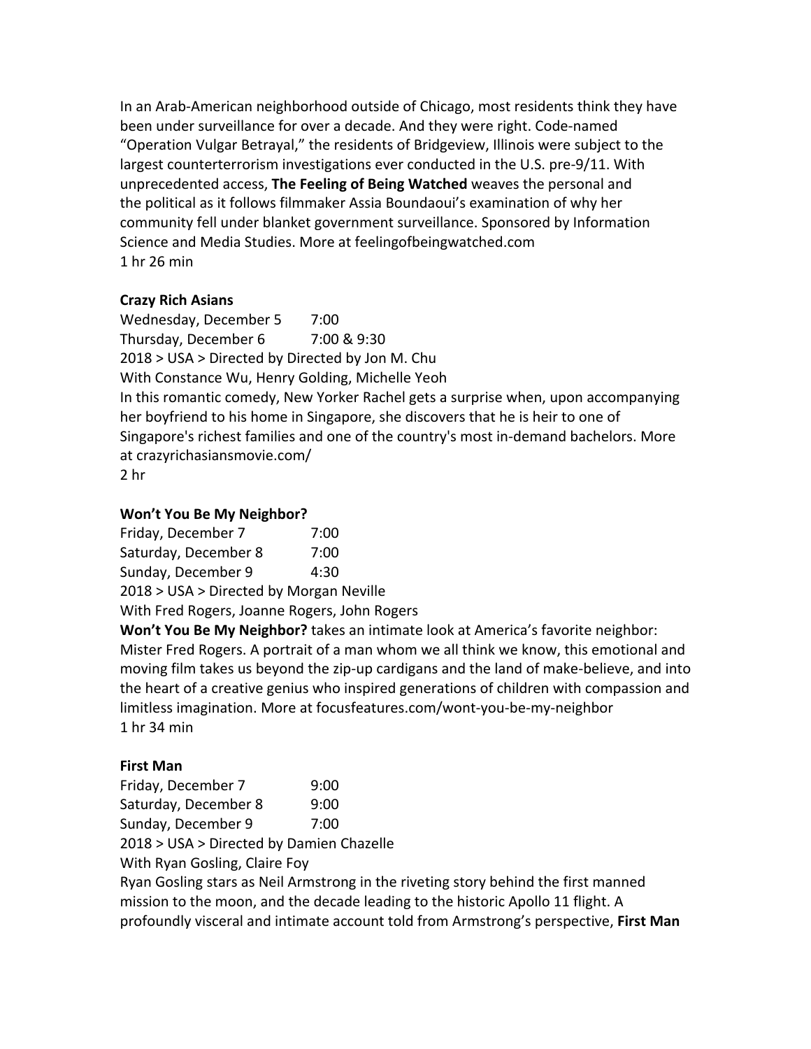In an Arab-American neighborhood outside of Chicago, most residents think they have been under surveillance for over a decade. And they were right. Code-named "Operation Vulgar Betrayal," the residents of Bridgeview, Illinois were subject to the largest counterterrorism investigations ever conducted in the U.S. pre-9/11. With unprecedented access, **The Feeling of Being Watched** weaves the personal and the political as it follows filmmaker Assia Boundaoui's examination of why her community fell under blanket government surveillance. Sponsored by Information Science and Media Studies. More at feelingofbeingwatched.com
1 hr 26 min

**Crazy Rich Asians**
Wednesday, December 5 7:00
Thursday, December 6 7:00 & 9:30
2018 > USA > Directed by Directed by Jon M. Chu
With Constance Wu, Henry Golding, Michelle Yeoh
In this romantic comedy, New Yorker Rachel gets a surprise when, upon accompanying her boyfriend to his home in Singapore, she discovers that he is heir to one of Singapore's richest families and one of the country's most in-demand bachelors. More at crazyrichasiansmovie.com/
2 hr

**Won't You Be My Neighbor?**
Friday, December 7 7:00
Saturday, December 8 7:00
Sunday, December 9 4:30
2018 > USA > Directed by Morgan Neville
With Fred Rogers, Joanne Rogers, John Rogers
**Won't You Be My Neighbor?** takes an intimate look at America's favorite neighbor: Mister Fred Rogers. A portrait of a man whom we all think we know, this emotional and moving film takes us beyond the zip-up cardigans and the land of make-believe, and into the heart of a creative genius who inspired generations of children with compassion and limitless imagination. More at focusfeatures.com/wont-you-be-my-neighbor
1 hr 34 min

**First Man**
Friday, December 7 9:00
Saturday, December 8 9:00
Sunday, December 9 7:00
2018 > USA > Directed by Damien Chazelle
With Ryan Gosling, Claire Foy
Ryan Gosling stars as Neil Armstrong in the riveting story behind the first manned mission to the moon, and the decade leading to the historic Apollo 11 flight. A profoundly visceral and intimate account told from Armstrong's perspective, **First Man**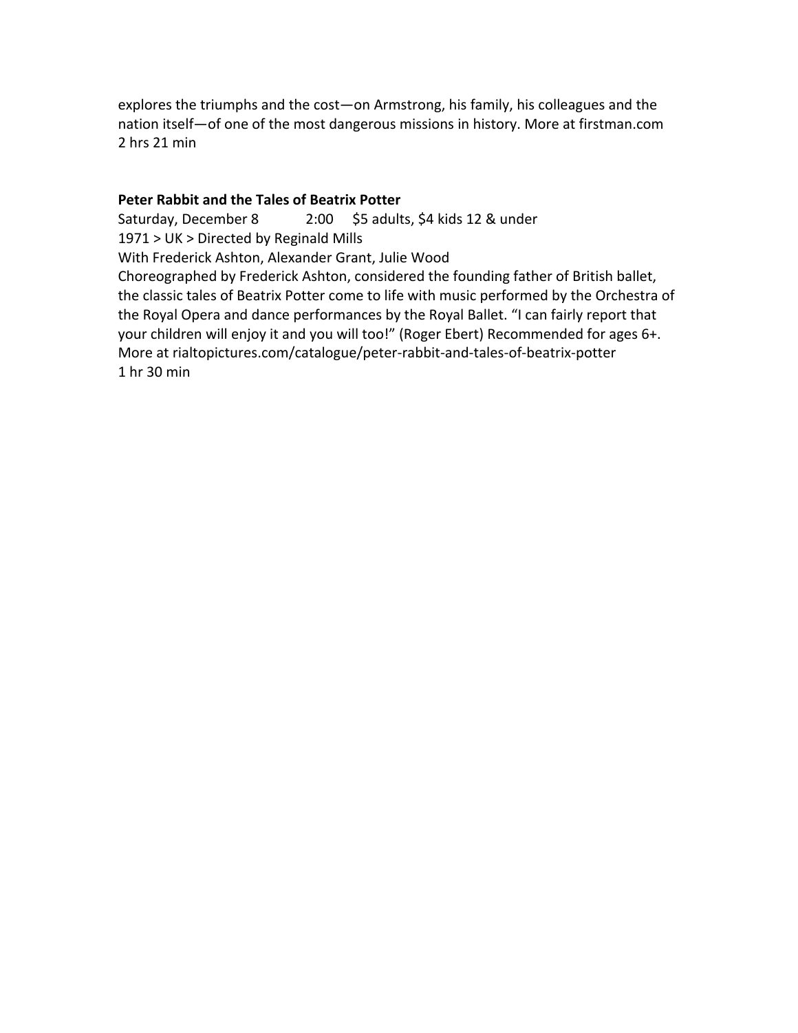explores the triumphs and the cost—on Armstrong, his family, his colleagues and the nation itself—of one of the most dangerous missions in history. More at firstman.com
2 hrs 21 min

**Peter Rabbit and the Tales of Beatrix Potter**
Saturday, December 8 2:00 $5 adults, $4 kids 12 & under
1971 > UK > Directed by Reginald Mills
With Frederick Ashton, Alexander Grant, Julie Wood
Choreographed by Frederick Ashton, considered the founding father of British ballet, the classic tales of Beatrix Potter come to life with music performed by the Orchestra of the Royal Opera and dance performances by the Royal Ballet. "I can fairly report that your children will enjoy it and you will too!" (Roger Ebert) Recommended for ages 6+. More at rialtopictures.com/catalogue/peter-rabbit-and-tales-of-beatrix-potter
1 hr 30 min